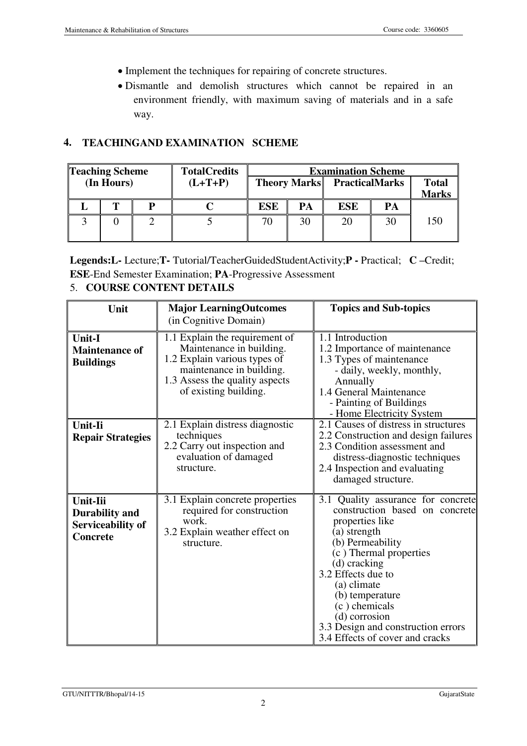- Implement the techniques for repairing of concrete structures.
- Dismantle and demolish structures which cannot be repaired in an environment friendly, with maximum saving of materials and in a safe way.

## 4. TEACHINGAND EXAMINATION SCHEME

| Teaching Scheme (In Hours) | | | TotalCredits (L+T+P) | Examination Scheme | | | | |
|---|---|---|---|---|---|---|---|---|
| | | | | Theory Marks | | PracticalMarks | | Total Marks |
| L | T | P | C | ESE | PA | ESE | PA | |
| 3 | 0 | 2 | 5 | 70 | 30 | 20 | 30 | 150 |

**Legends:L-** Lecture;**T-** Tutorial/TeacherGuidedStudentActivity;**P -** Practical; **C –**Credit; **ESE**-End Semester Examination; **PA**-Progressive Assessment

## 5. COURSE CONTENT DETAILS

| Unit | Major LearningOutcomes (in Cognitive Domain) | Topics and Sub-topics |
|---|---|---|
| **Unit-I Maintenance of Buildings** | 1.1 Explain the requirement of Maintenance in building.<br>1.2 Explain various types of maintenance in building.<br>1.3 Assess the quality aspects of existing building. | 1.1 Introduction<br>1.2 Importance of maintenance<br>1.3 Types of maintenance<br>- daily, weekly, monthly, Annually<br>1.4 General Maintenance<br>- Painting of Buildings<br>- Home Electricity System |
| **Unit-Ii Repair Strategies** | 2.1 Explain distress diagnostic techniques<br>2.2 Carry out inspection and evaluation of damaged structure. | 2.1 Causes of distress in structures<br>2.2 Construction and design failures<br>2.3 Condition assessment and distress-diagnostic techniques<br>2.4 Inspection and evaluating damaged structure. |
| **Unit-Iii Durability and Serviceability of Concrete** | 3.1 Explain concrete properties required for construction work.<br>3.2 Explain weather effect on structure. | 3.1 Quality assurance for concrete construction based on concrete properties like<br>(a) strength<br>(b) Permeability<br>(c ) Thermal properties<br>(d) cracking<br>3.2 Effects due to<br>(a) climate<br>(b) temperature<br>(c ) chemicals<br>(d) corrosion<br>3.3 Design and construction errors<br>3.4 Effects of cover and cracks |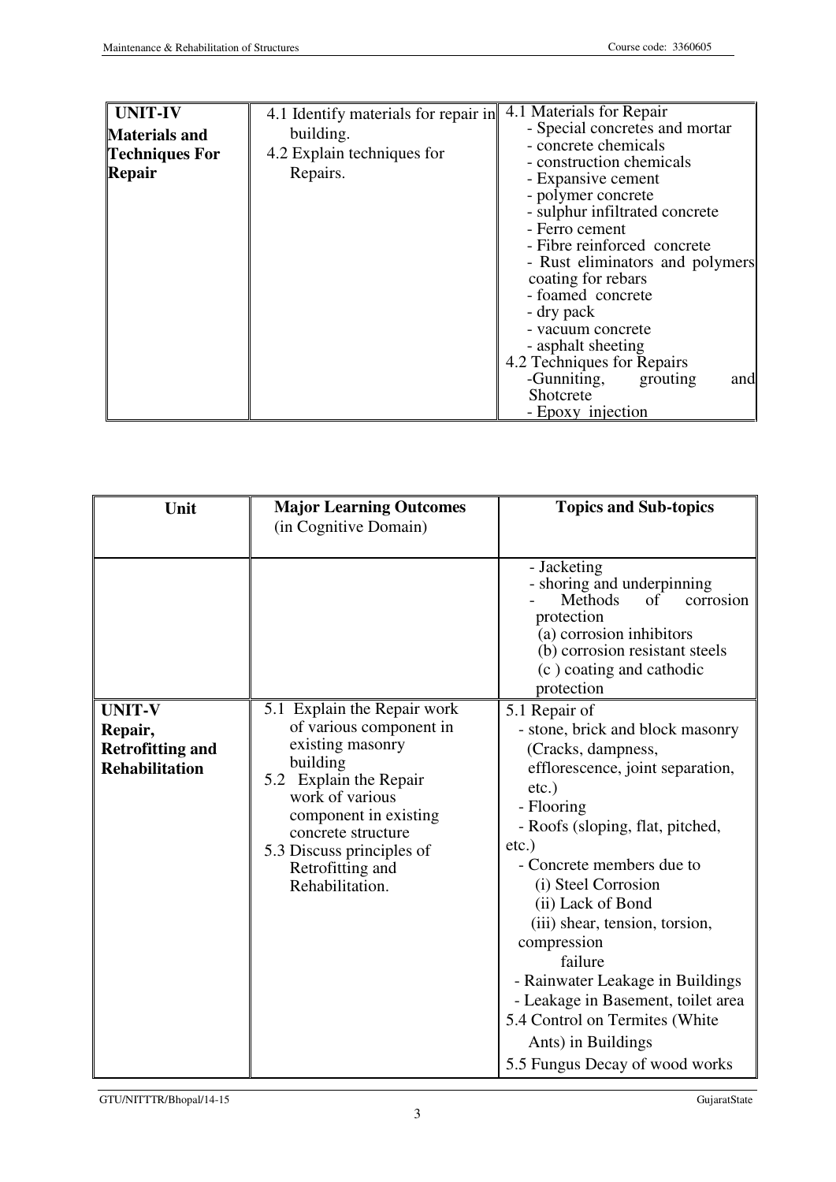| UNIT-IV **Materials and Techniques For Repair** | 4.1 Identify materials for repair in building.<br>4.2 Explain techniques for Repairs. | 4.1 Materials for Repair<br>- Special concretes and mortar<br>- concrete chemicals<br>- construction chemicals<br>- Expansive cement<br>- polymer concrete<br>- sulphur infiltrated concrete<br>- Ferro cement<br>- Fibre reinforced concrete<br>- Rust eliminators and polymers coating for rebars<br>- foamed concrete<br>- dry pack<br>- vacuum concrete<br>- asphalt sheeting<br>4.2 Techniques for Repairs<br>-Gunniting, grouting and Shotcrete<br>- Epoxy injection |
|---|---|---|

| Unit | **Major Learning Outcomes** (in Cognitive Domain) | **Topics and Sub-topics** |
|---|---|---|
| | | - Jacketing<br>- shoring and underpinning<br>- Methods of corrosion protection<br>(a) corrosion inhibitors<br>(b) corrosion resistant steels<br>(c ) coating and cathodic protection |
| **UNIT-V Repair, Retrofitting and Rehabilitation** | 5.1 Explain the Repair work of various component in existing masonry building<br>5.2 Explain the Repair work of various component in existing concrete structure<br>5.3 Discuss principles of Retrofitting and Rehabilitation. | 5.1 Repair of<br>- stone, brick and block masonry (Cracks, dampness, efflorescence, joint separation, etc.)<br>- Flooring<br>- Roofs (sloping, flat, pitched, etc.)<br>- Concrete members due to<br>(i) Steel Corrosion<br>(ii) Lack of Bond<br>(iii) shear, tension, torsion, compression failure<br>- Rainwater Leakage in Buildings<br>- Leakage in Basement, toilet area<br>5.4 Control on Termites (White Ants) in Buildings<br>5.5 Fungus Decay of wood works |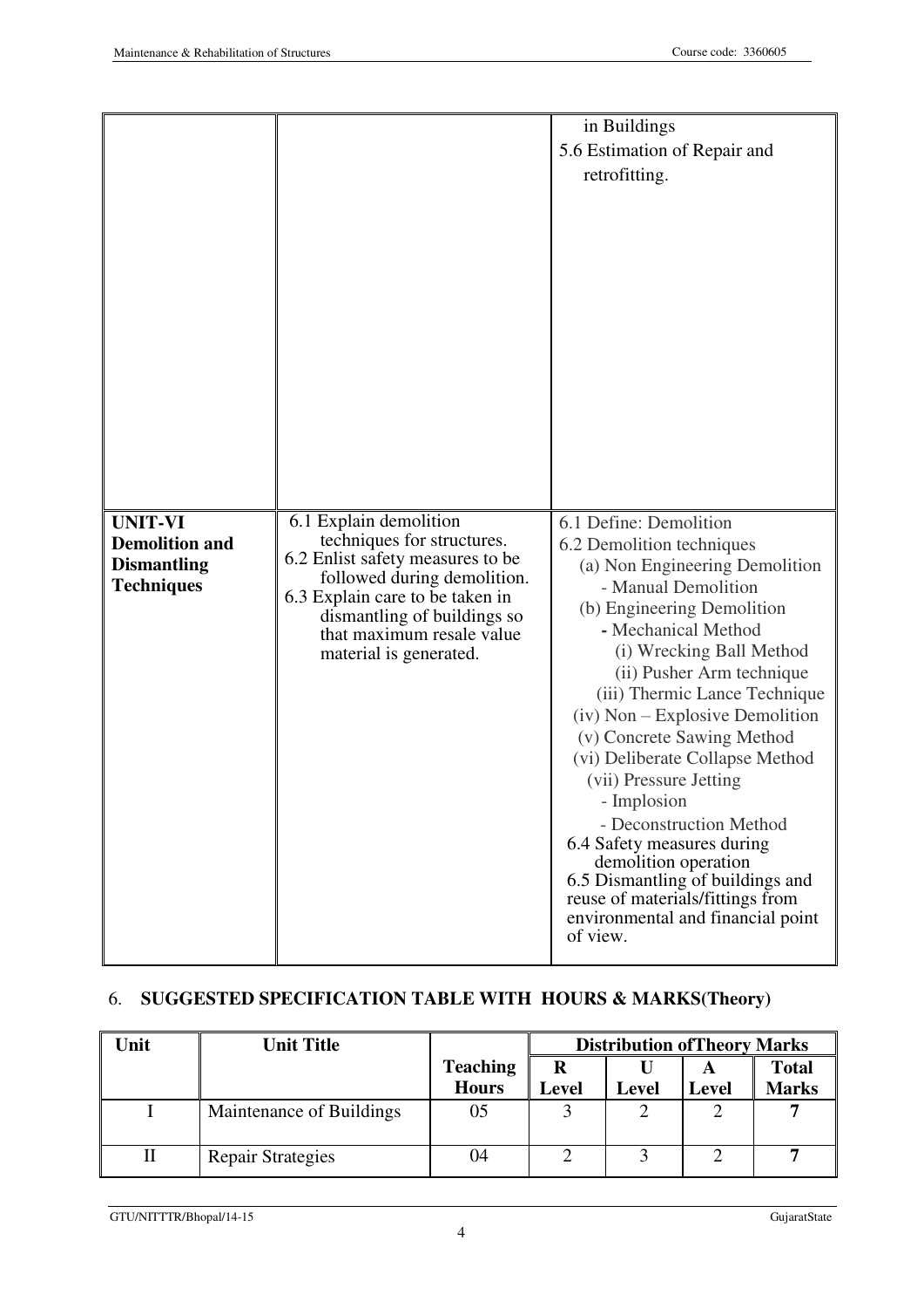| | | |
|---|---|---|
| | | in Buildings<br>5.6 Estimation of Repair and retrofitting. |
| **UNIT-VI Demolition and Dismantling Techniques** | 6.1 Explain demolition techniques for structures.<br>6.2 Enlist safety measures to be followed during demolition.<br>6.3 Explain care to be taken in dismantling of buildings so that maximum resale value material is generated. | 6.1 Define: Demolition<br>6.2 Demolition techniques<br>(a) Non Engineering Demolition<br>- Manual Demolition<br>(b) Engineering Demolition<br>- Mechanical Method<br>(i) Wrecking Ball Method<br>(ii) Pusher Arm technique<br>(iii) Thermic Lance Technique<br>(iv) Non – Explosive Demolition<br>(v) Concrete Sawing Method<br>(vi) Deliberate Collapse Method<br>(vii) Pressure Jetting<br>- Implosion<br>- Deconstruction Method<br>6.4 Safety measures during demolition operation<br>6.5 Dismantling of buildings and reuse of materials/fittings from environmental and financial point of view. |

## 6. SUGGESTED SPECIFICATION TABLE WITH HOURS & MARKS(Theory)

| Unit | Unit Title | Teaching Hours | Distribution ofTheory Marks | | | |
|---|---|---|---|---|---|---|
| | | | R Level | U Level | A Level | Total Marks |
| I | Maintenance of Buildings | 05 | 3 | 2 | 2 | **7** |
| II | Repair Strategies | 04 | 2 | 3 | 2 | **7** |